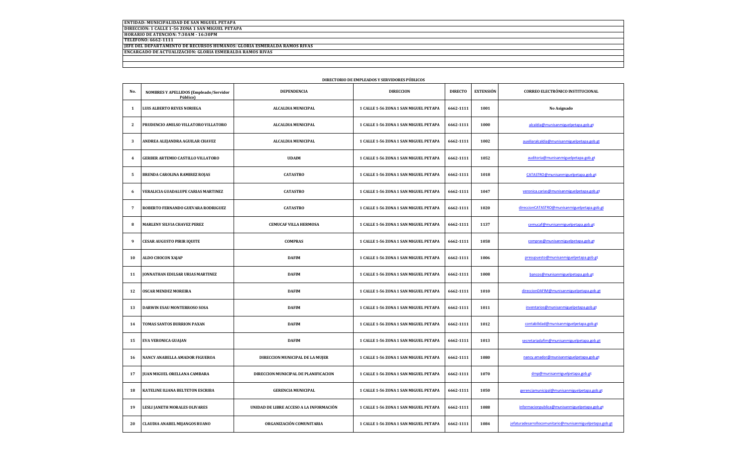**ENTIDAD: MUNICIPALIDAD DE SAN MIGUEL PETAPA**
**DIRECCION: 1 CALLE 1-56 ZONA 1 SAN MIGUEL PETAPA**
**HORARIO DE ATENCION: 7:30AM - 16:30PM**
**TELEFONO: 6662-1111**
**JEFE DEL DEPARTAMENTO DE RECURSOS HUMANOS: GLORIA ESMERALDA RAMOS RIVAS**
**ENCARGADO DE ACTUALIZACIÓN: GLORIA ESMERALDA RAMOS RIVAS**

**DIRECTORIO DE EMPLEADOS Y SERVIDORES PÚBLICOS**

| No. | NOMBRES Y APELLIDOS (Empleado/Servidor Público) | DEPENDENCIA | DIRECCION | DIRECTO | EXTENSIÓN | CORREO ELECTRÓNICO INSTITUCIONAL |
|---|---|---|---|---|---|---|
| 1 | LUIS ALBERTO REYES NORIEGA | ALCALDIA MUNICIPAL | 1 CALLE 1-56 ZONA 1 SAN MIGUEL PETAPA | 6662-1111 | 1001 | No Asignado |
| 2 | PRUDENCIO AMILSO VILLATORO VILLATORO | ALCALDIA MUNICIPAL | 1 CALLE 1-56 ZONA 1 SAN MIGUEL PETAPA | 6662-1111 | 1000 | alcaldia@munisanmiguelpetapa.gob.gt |
| 3 | ANDREA ALEJANDRA AGUILAR CHAVEZ | ALCALDIA MUNICIPAL | 1 CALLE 1-56 ZONA 1 SAN MIGUEL PETAPA | 6662-1111 | 1002 | auxiliaralcaldia@munisanmiguelpetapa.gob.gt |
| 4 | GERBER ARTEMIO CASTILLO VILLATORO | UDAIM | 1 CALLE 1-56 ZONA 1 SAN MIGUEL PETAPA | 6662-1111 | 1052 | auditoria@munisanmiguelpetapa.gob.gt |
| 5 | BRENDA CAROLINA RAMIREZ ROJAS | CATASTRO | 1 CALLE 1-56 ZONA 1 SAN MIGUEL PETAPA | 6662-1111 | 1018 | CATASTRO@munisanmiguelpetapa.gob.gt |
| 6 | VERALICIA GUADALUPE CARIAS MARTINEZ | CATASTRO | 1 CALLE 1-56 ZONA 1 SAN MIGUEL PETAPA | 6662-1111 | 1047 | veronica.carias@munisanmiguelpetapa.gob.gt |
| 7 | ROBERTO FERNANDO GUEVARA RODRIGUEZ | CATASTRO | 1 CALLE 1-56 ZONA 1 SAN MIGUEL PETAPA | 6662-1111 | 1020 | direccionCATASTRO@munisanmiguelpetapa.gob.gt |
| 8 | MARLENY SILVIA CHAVEZ PEREZ | CEMUCAF VILLA HERMOSA | 1 CALLE 1-56 ZONA 1 SAN MIGUEL PETAPA | 6662-1111 | 1137 | cemucaf@munisanmiguelpetapa.gob.gt |
| 9 | CESAR AUGUSTO PIRIR IQUITE | COMPRAS | 1 CALLE 1-56 ZONA 1 SAN MIGUEL PETAPA | 6662-1111 | 1058 | compras@munisanmiguelpetapa.gob.gt |
| 10 | ALDO CHOCON XAJAP | DAFIM | 1 CALLE 1-56 ZONA 1 SAN MIGUEL PETAPA | 6662-1111 | 1006 | presupuesto@munisanmiguelpetapa.gob.gt |
| 11 | JONNATHAN EDILSAR URIAS MARTINEZ | DAFIM | 1 CALLE 1-56 ZONA 1 SAN MIGUEL PETAPA | 6662-1111 | 1008 | bancos@munisanmiguelpetapa.gob.gt |
| 12 | OSCAR MENDEZ MOREIRA | DAFIM | 1 CALLE 1-56 ZONA 1 SAN MIGUEL PETAPA | 6662-1111 | 1010 | direccionDAFIM@munisanmiguelpetapa.gob.gt |
| 13 | DARWIN ESAU MONTERROSO SOSA | DAFIM | 1 CALLE 1-56 ZONA 1 SAN MIGUEL PETAPA | 6662-1111 | 1011 | inventarios@munisanmiguelpetapa.gob.gt |
| 14 | TOMAS SANTOS BURRION PAXAN | DAFIM | 1 CALLE 1-56 ZONA 1 SAN MIGUEL PETAPA | 6662-1111 | 1012 | contabilidad@munisanmiguelpetapa.gob.gt |
| 15 | EVA VERONICA GUAJAN | DAFIM | 1 CALLE 1-56 ZONA 1 SAN MIGUEL PETAPA | 6662-1111 | 1013 | secretariadafim@munisanmiguelpetapa.gob.gt |
| 16 | NANCY ANABELLA AMADOR FIGUEROA | DIRECCION MUNICIPAL DE LA MUJER | 1 CALLE 1-56 ZONA 1 SAN MIGUEL PETAPA | 6662-1111 | 1080 | nancy.amador@munisanmiguelpetapa.gob.gt |
| 17 | JUAN MIGUEL ORELLANA CAMBARA | DIRECCION MUNICIPAL DE PLANIFICACION | 1 CALLE 1-56 ZONA 1 SAN MIGUEL PETAPA | 6662-1111 | 1070 | dmp@munisanmiguelpetapa.gob.gt |
| 18 | KATELINE ILIANA BELTETON ESCRIBA | GERENCIA MUNICIPAL | 1 CALLE 1-56 ZONA 1 SAN MIGUEL PETAPA | 6662-1111 | 1050 | gerenciamunicipal@munisanmiguelpetapa.gob.gt |
| 19 | LESLI JANETH MORALES OLIVARES | UNIDAD DE LIBRE ACCESO A LA INFORMACIÓN | 1 CALLE 1-56 ZONA 1 SAN MIGUEL PETAPA | 6662-1111 | 1088 | informacionpublica@munisanmiguelpetapa.gob.gt |
| 20 | CLAUDIA ANABEL MIJANGOS RUANO | ORGANIZACIÓN COMUNITARIA | 1 CALLE 1-56 ZONA 1 SAN MIGUEL PETAPA | 6662-1111 | 1084 | jefaturadesarrollocomunitario@munisanmiguelpetapa.gob.gt |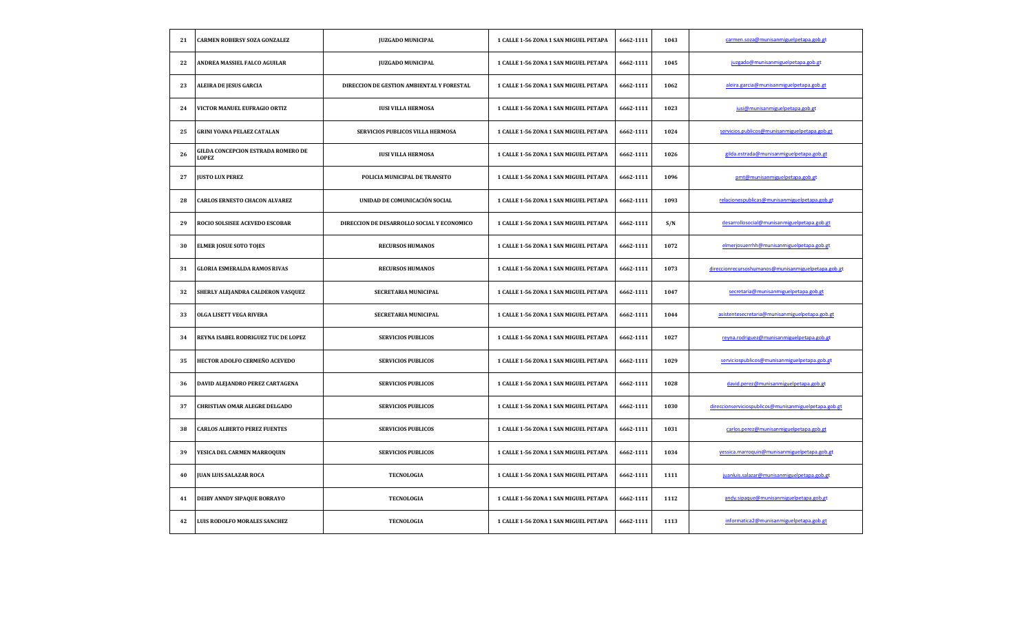| | | | | | | |
|---|---|---|---|---|---|---|
| 21 | CARMEN ROBERSY SOZA GONZALEZ | JUZGADO MUNICIPAL | 1 CALLE 1-56 ZONA 1 SAN MIGUEL PETAPA | 6662-1111 | 1043 | carmen.soza@munisanmiguelpetapa.gob.gt |
| 22 | ANDREA MASSIEL FALCO AGUILAR | JUZGADO MUNICIPAL | 1 CALLE 1-56 ZONA 1 SAN MIGUEL PETAPA | 6662-1111 | 1045 | juzgado@munisanmiguelpetapa.gob.gt |
| 23 | ALEIRA DE JESUS GARCIA | DIRECCION DE GESTION AMBIENTAL Y FORESTAL | 1 CALLE 1-56 ZONA 1 SAN MIGUEL PETAPA | 6662-1111 | 1062 | aleira.garcia@munisanmiguelpetapa.gob.gt |
| 24 | VICTOR MANUEL EUFRAGIO ORTIZ | IUSI VILLA HERMOSA | 1 CALLE 1-56 ZONA 1 SAN MIGUEL PETAPA | 6662-1111 | 1023 | iusi@munisanmiguelpetapa.gob.gt |
| 25 | GRINI YOANA PELAEZ CATALAN | SERVICIOS PUBLICOS VILLA HERMOSA | 1 CALLE 1-56 ZONA 1 SAN MIGUEL PETAPA | 6662-1111 | 1024 | servicios.publicos@munisanmiguelpetapa.gob.gt |
| 26 | GILDA CONCEPCION ESTRADA ROMERO DE LOPEZ | IUSI VILLA HERMOSA | 1 CALLE 1-56 ZONA 1 SAN MIGUEL PETAPA | 6662-1111 | 1026 | gilda.estrada@munisanmiguelpetapa.gob.gt |
| 27 | JUSTO LUX PEREZ | POLICIA MUNICIPAL DE TRANSITO | 1 CALLE 1-56 ZONA 1 SAN MIGUEL PETAPA | 6662-1111 | 1096 | pmt@munisanmiguelpetapa.gob.gt |
| 28 | CARLOS ERNESTO CHACON ALVAREZ | UNIDAD DE COMUNICACIÓN SOCIAL | 1 CALLE 1-56 ZONA 1 SAN MIGUEL PETAPA | 6662-1111 | 1093 | relacionespublicas@munisanmiguelpetapa.gob.gt |
| 29 | ROCIO SOLSISEE ACEVEDO ESCOBAR | DIRECCION DE DESARROLLO SOCIAL Y ECONOMICO | 1 CALLE 1-56 ZONA 1 SAN MIGUEL PETAPA | 6662-1111 | S/N | desarrollosocial@munisanmiguelpetapa.gob.gt |
| 30 | ELMER JOSUE SOTO TOJES | RECURSOS HUMANOS | 1 CALLE 1-56 ZONA 1 SAN MIGUEL PETAPA | 6662-1111 | 1072 | elmerjosuerrhh@munisanmiguelpetapa.gob.gt |
| 31 | GLORIA ESMERALDA RAMOS RIVAS | RECURSOS HUMANOS | 1 CALLE 1-56 ZONA 1 SAN MIGUEL PETAPA | 6662-1111 | 1073 | direccionrecursoshumanos@munisanmiguelpetapa.gob.gt |
| 32 | SHERLY ALEJANDRA CALDERON VASQUEZ | SECRETARIA MUNICIPAL | 1 CALLE 1-56 ZONA 1 SAN MIGUEL PETAPA | 6662-1111 | 1047 | secretaria@munisanmiguelpetapa.gob.gt |
| 33 | OLGA LISETT VEGA RIVERA | SECRETARIA MUNICIPAL | 1 CALLE 1-56 ZONA 1 SAN MIGUEL PETAPA | 6662-1111 | 1044 | asistentesecretaria@munisanmiguelpetapa.gob.gt |
| 34 | REYNA ISABEL RODRIGUEZ TUC DE LOPEZ | SERVICIOS PUBLICOS | 1 CALLE 1-56 ZONA 1 SAN MIGUEL PETAPA | 6662-1111 | 1027 | reyna.rodriguez@munisanmiguelpetapa.gob.gt |
| 35 | HECTOR ADOLFO CERMEÑO ACEVEDO | SERVICIOS PUBLICOS | 1 CALLE 1-56 ZONA 1 SAN MIGUEL PETAPA | 6662-1111 | 1029 | serviciospublicos@munisanmiguelpetapa.gob.gt |
| 36 | DAVID ALEJANDRO PEREZ CARTAGENA | SERVICIOS PUBLICOS | 1 CALLE 1-56 ZONA 1 SAN MIGUEL PETAPA | 6662-1111 | 1028 | david.perez@munisanmiguelpetapa.gob.gt |
| 37 | CHRISTIAN OMAR ALEGRE DELGADO | SERVICIOS PUBLICOS | 1 CALLE 1-56 ZONA 1 SAN MIGUEL PETAPA | 6662-1111 | 1030 | direccionserviciospublicos@munisanmiguelpetapa.gob.gt |
| 38 | CARLOS ALBERTO PEREZ FUENTES | SERVICIOS PUBLICOS | 1 CALLE 1-56 ZONA 1 SAN MIGUEL PETAPA | 6662-1111 | 1031 | carlos.perez@munisanmiguelpetapa.gob.gt |
| 39 | YESICA DEL CARMEN MARROQUIN | SERVICIOS PUBLICOS | 1 CALLE 1-56 ZONA 1 SAN MIGUEL PETAPA | 6662-1111 | 1034 | yessica.marroquin@munisanmiguelpetapa.gob.gt |
| 40 | JUAN LUIS SALAZAR ROCA | TECNOLOGIA | 1 CALLE 1-56 ZONA 1 SAN MIGUEL PETAPA | 6662-1111 | 1111 | juanluis.salazar@munisanmiguelpetapa.gob.gt |
| 41 | DEIBY ANNDY SIPAQUE BORRAYO | TECNOLOGIA | 1 CALLE 1-56 ZONA 1 SAN MIGUEL PETAPA | 6662-1111 | 1112 | andy.sipaque@munisanmiguelpetapa.gob.gt |
| 42 | LUIS RODOLFO MORALES SANCHEZ | TECNOLOGIA | 1 CALLE 1-56 ZONA 1 SAN MIGUEL PETAPA | 6662-1111 | 1113 | informatica2@munisanmiguelpetapa.gob.gt |